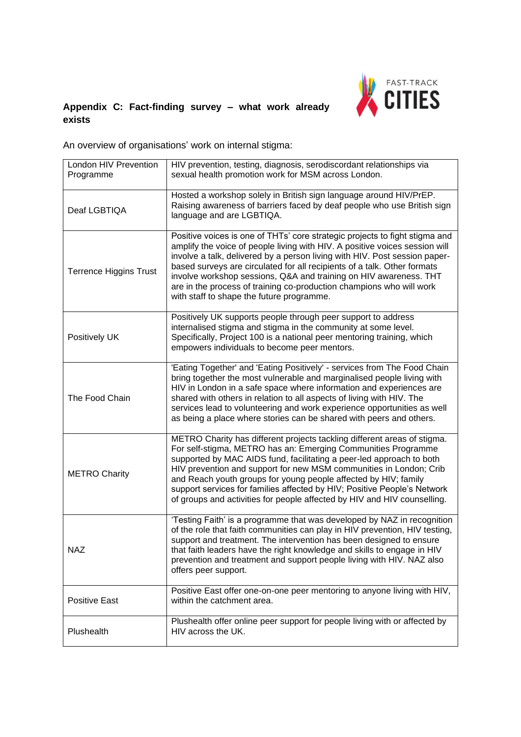## Appendix C: Fact-finding survey – what work already exists

An overview of organisations' work on internal stigma:

| Organisation | Work on internal stigma |
|---|---|
| London HIV Prevention Programme | HIV prevention, testing, diagnosis, serodiscordant relationships via sexual health promotion work for MSM across London. |
| Deaf LGBTIQA | Hosted a workshop solely in British sign language around HIV/PrEP. Raising awareness of barriers faced by deaf people who use British sign language and are LGBTIQA. |
| Terrence Higgins Trust | Positive voices is one of THTs' core strategic projects to fight stigma and amplify the voice of people living with HIV. A positive voices session will involve a talk, delivered by a person living with HIV. Post session paper-based surveys are circulated for all recipients of a talk. Other formats involve workshop sessions, Q&A and training on HIV awareness. THT are in the process of training co-production champions who will work with staff to shape the future programme. |
| Positively UK | Positively UK supports people through peer support to address internalised stigma and stigma in the community at some level. Specifically, Project 100 is a national peer mentoring training, which empowers individuals to become peer mentors. |
| The Food Chain | 'Eating Together' and 'Eating Positively' - services from The Food Chain bring together the most vulnerable and marginalised people living with HIV in London in a safe space where information and experiences are shared with others in relation to all aspects of living with HIV. The services lead to volunteering and work experience opportunities as well as being a place where stories can be shared with peers and others. |
| METRO Charity | METRO Charity has different projects tackling different areas of stigma. For self-stigma, METRO has an: Emerging Communities Programme supported by MAC AIDS fund, facilitating a peer-led approach to both HIV prevention and support for new MSM communities in London; Crib and Reach youth groups for young people affected by HIV; family support services for families affected by HIV; Positive People's Network of groups and activities for people affected by HIV and HIV counselling. |
| NAZ | 'Testing Faith' is a programme that was developed by NAZ in recognition of the role that faith communities can play in HIV prevention, HIV testing, support and treatment. The intervention has been designed to ensure that faith leaders have the right knowledge and skills to engage in HIV prevention and treatment and support people living with HIV. NAZ also offers peer support. |
| Positive East | Positive East offer one-on-one peer mentoring to anyone living with HIV, within the catchment area. |
| Plushealth | Plushealth offer online peer support for people living with or affected by HIV across the UK. |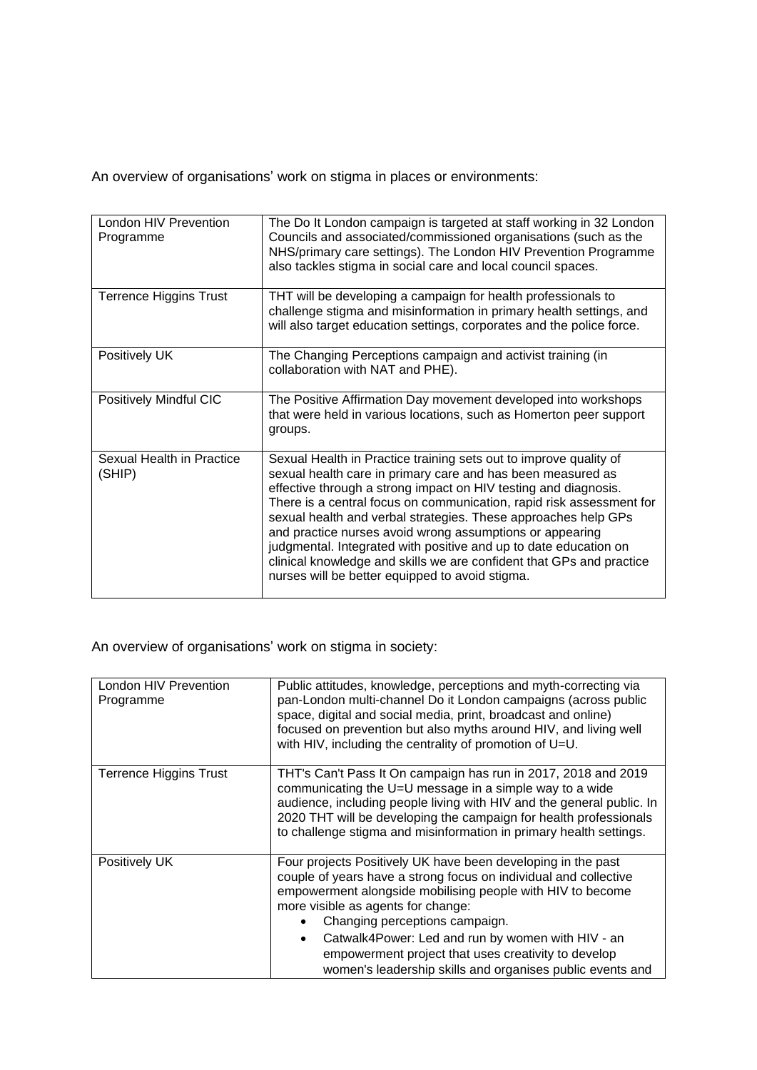An overview of organisations' work on stigma in places or environments:

| | |
|---|---|
| London HIV Prevention Programme | The Do It London campaign is targeted at staff working in 32 London Councils and associated/commissioned organisations (such as the NHS/primary care settings). The London HIV Prevention Programme also tackles stigma in social care and local council spaces. |
| Terrence Higgins Trust | THT will be developing a campaign for health professionals to challenge stigma and misinformation in primary health settings, and will also target education settings, corporates and the police force. |
| Positively UK | The Changing Perceptions campaign and activist training (in collaboration with NAT and PHE). |
| Positively Mindful CIC | The Positive Affirmation Day movement developed into workshops that were held in various locations, such as Homerton peer support groups. |
| Sexual Health in Practice (SHIP) | Sexual Health in Practice training sets out to improve quality of sexual health care in primary care and has been measured as effective through a strong impact on HIV testing and diagnosis. There is a central focus on communication, rapid risk assessment for sexual health and verbal strategies. These approaches help GPs and practice nurses avoid wrong assumptions or appearing judgmental. Integrated with positive and up to date education on clinical knowledge and skills we are confident that GPs and practice nurses will be better equipped to avoid stigma. |

An overview of organisations' work on stigma in society:

| | |
|---|---|
| London HIV Prevention Programme | Public attitudes, knowledge, perceptions and myth-correcting via pan-London multi-channel Do it London campaigns (across public space, digital and social media, print, broadcast and online) focused on prevention but also myths around HIV, and living well with HIV, including the centrality of promotion of U=U. |
| Terrence Higgins Trust | THT's Can't Pass It On campaign has run in 2017, 2018 and 2019 communicating the U=U message in a simple way to a wide audience, including people living with HIV and the general public. In 2020 THT will be developing the campaign for health professionals to challenge stigma and misinformation in primary health settings. |
| Positively UK | Four projects Positively UK have been developing in the past couple of years have a strong focus on individual and collective empowerment alongside mobilising people with HIV to become more visible as agents for change:<br>• Changing perceptions campaign.<br>• Catwalk4Power: Led and run by women with HIV - an empowerment project that uses creativity to develop women's leadership skills and organises public events and |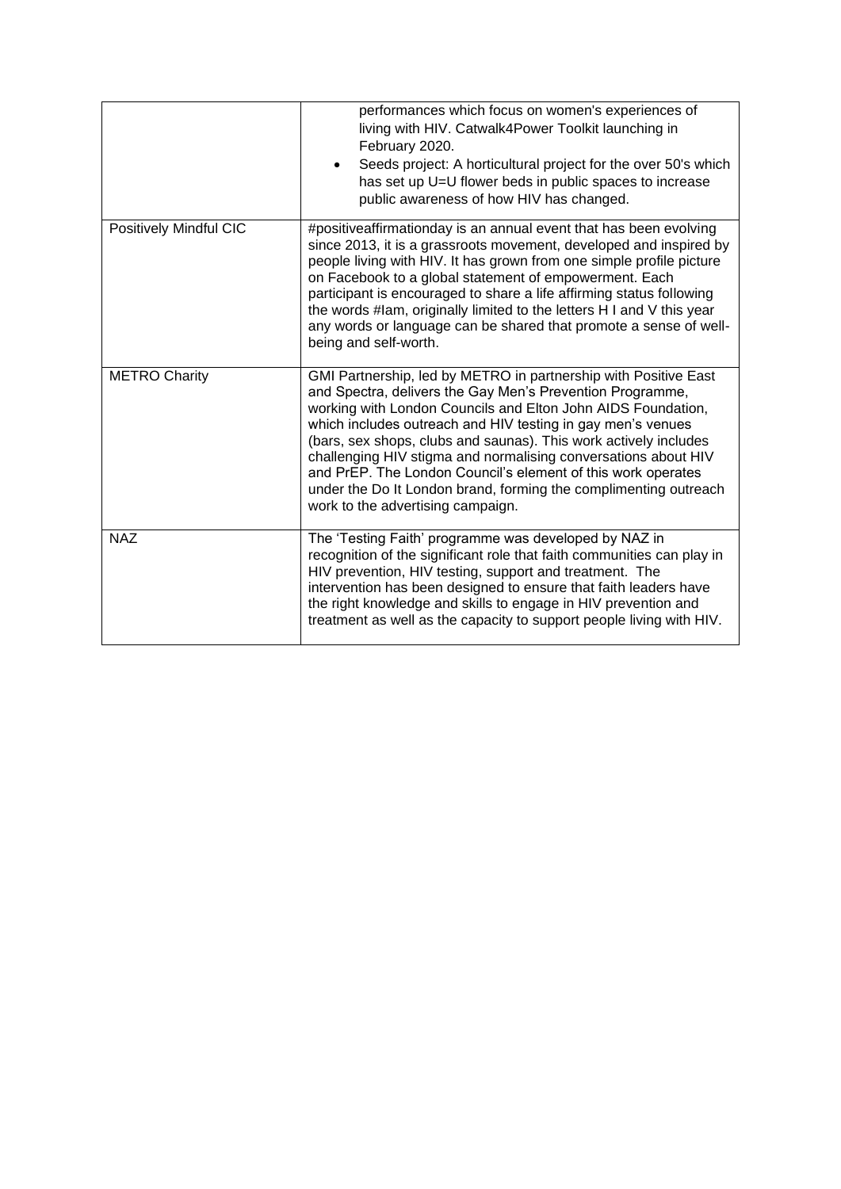| | |
|---|---|
| | performances which focus on women's experiences of living with HIV. Catwalk4Power Toolkit launching in February 2020.<br>• Seeds project: A horticultural project for the over 50's which has set up U=U flower beds in public spaces to increase public awareness of how HIV has changed. |
| Positively Mindful CIC | #positiveaffirmationday is an annual event that has been evolving since 2013, it is a grassroots movement, developed and inspired by people living with HIV. It has grown from one simple profile picture on Facebook to a global statement of empowerment. Each participant is encouraged to share a life affirming status following the words #Iam, originally limited to the letters H I and V this year any words or language can be shared that promote a sense of well-being and self-worth. |
| METRO Charity | GMI Partnership, led by METRO in partnership with Positive East and Spectra, delivers the Gay Men's Prevention Programme, working with London Councils and Elton John AIDS Foundation, which includes outreach and HIV testing in gay men's venues (bars, sex shops, clubs and saunas). This work actively includes challenging HIV stigma and normalising conversations about HIV and PrEP. The London Council's element of this work operates under the Do It London brand, forming the complimenting outreach work to the advertising campaign. |
| NAZ | The 'Testing Faith' programme was developed by NAZ in recognition of the significant role that faith communities can play in HIV prevention, HIV testing, support and treatment. The intervention has been designed to ensure that faith leaders have the right knowledge and skills to engage in HIV prevention and treatment as well as the capacity to support people living with HIV. |